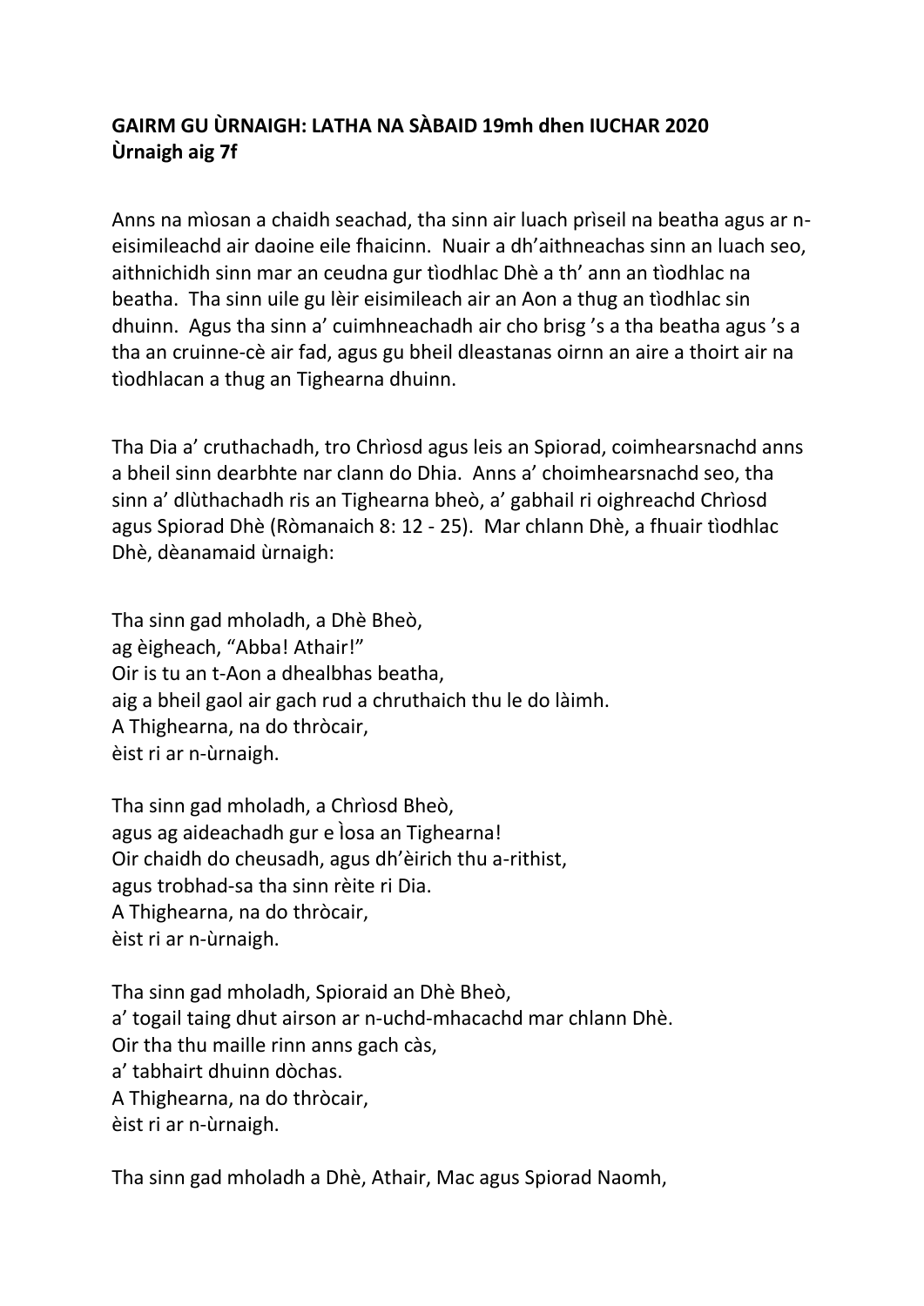**GAIRM GU ÙRNAIGH: LATHA NA SÀBAID 19mh dhen IUCHAR 2020**
**Ùrnaigh aig 7f**

Anns na mìosan a chaidh seachad, tha sinn air luach prìseil na beatha agus ar n-eisimileachd air daoine eile fhaicinn. Nuair a dh'aithneachas sinn an luach seo, aithnichidh sinn mar an ceudna gur tìodhlac Dhè a th' ann an tìodhlac na beatha. Tha sinn uile gu lèir eisimileach air an Aon a thug an tìodhlac sin dhuinn. Agus tha sinn a' cuimhneachadh air cho brisg 's a tha beatha agus 's a tha an cruinne-cè air fad, agus gu bheil dleastanas oirnn an aire a thoirt air na tìodhlacan a thug an Tighearna dhuinn.

Tha Dia a' cruthachadh, tro Chrìosd agus leis an Spiorad, coimhearsnachd anns a bheil sinn dearbhte nar clann do Dhia. Anns a' choimhearsnachd seo, tha sinn a' dlùthachadh ris an Tighearna bheò, a' gabhail ri oighreachd Chrìosd agus Spiorad Dhè (Ròmanaich 8: 12 - 25). Mar chlann Dhè, a fhuair tìodhlac Dhè, dèanamaid ùrnaigh:

Tha sinn gad mholadh, a Dhè Bheò,
ag èigheach, "Abba! Athair!"
Oir is tu an t-Aon a dhealbhas beatha,
aig a bheil gaol air gach rud a chruthaich thu le do làimh.
A Thighearna, na do thròcair,
èist ri ar n-ùrnaigh.

Tha sinn gad mholadh, a Chrìosd Bheò,
agus ag aideachadh gur e Ìosa an Tighearna!
Oir chaidh do cheusadh, agus dh'èirich thu a-rithist,
agus trobhad-sa tha sinn rèite ri Dia.
A Thighearna, na do thròcair,
èist ri ar n-ùrnaigh.

Tha sinn gad mholadh, Spioraid an Dhè Bheò,
a' togail taing dhut airson ar n-uchd-mhacachd mar chlann Dhè.
Oir tha thu maille rinn anns gach càs,
a' tabhairt dhuinn dòchas.
A Thighearna, na do thròcair,
èist ri ar n-ùrnaigh.

Tha sinn gad mholadh a Dhè, Athair, Mac agus Spiorad Naomh,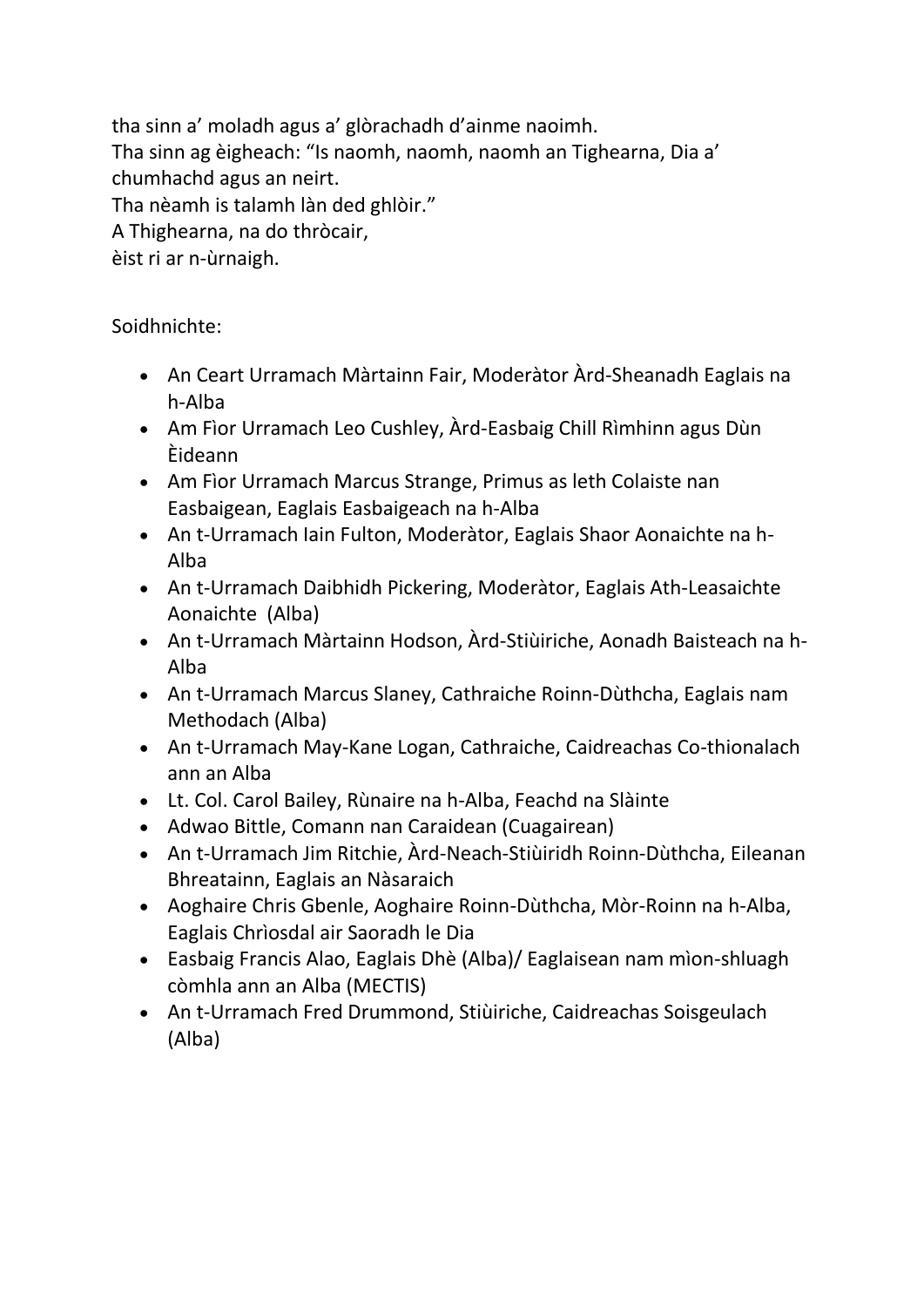tha sinn a' moladh agus a' glòrachadh d'ainme naoimh.
Tha sinn ag èigheach: "Is naomh, naomh, naomh an Tighearna, Dia a' chumhachd agus an neirt.
Tha nèamh is talamh làn ded ghlòir."
A Thighearna, na do thròcair,
èist ri ar n-ùrnaigh.

Soidhnichte:

- An Ceart Urramach Màrtainn Fair, Moderàtor Àrd-Sheanadh Eaglais na h-Alba
- Am Fìor Urramach Leo Cushley, Àrd-Easbaig Chill Rìmhinn agus Dùn Èideann
- Am Fìor Urramach Marcus Strange, Primus as leth Colaiste nan Easbaigean, Eaglais Easbaigeach na h-Alba
- An t-Urramach Iain Fulton, Moderàtor, Eaglais Shaor Aonaichte na h-Alba
- An t-Urramach Daibhidh Pickering, Moderàtor, Eaglais Ath-Leasaichte Aonaichte (Alba)
- An t-Urramach Màrtainn Hodson, Àrd-Stiùiriche, Aonadh Baisteach na h-Alba
- An t-Urramach Marcus Slaney, Cathraiche Roinn-Dùthcha, Eaglais nam Methodach (Alba)
- An t-Urramach May-Kane Logan, Cathraiche, Caidreachas Co-thionalach ann an Alba
- Lt. Col. Carol Bailey, Rùnaire na h-Alba, Feachd na Slàinte
- Adwao Bittle, Comann nan Caraidean (Cuagairean)
- An t-Urramach Jim Ritchie, Àrd-Neach-Stiùiridh Roinn-Dùthcha, Eileanan Bhreatainn, Eaglais an Nàsaraich
- Aoghaire Chris Gbenle, Aoghaire Roinn-Dùthcha, Mòr-Roinn na h-Alba, Eaglais Chrìosdal air Saoradh le Dia
- Easbaig Francis Alao, Eaglais Dhè (Alba)/ Eaglaisean nam mìon-shluagh còmhla ann an Alba (MECTIS)
- An t-Urramach Fred Drummond, Stiùiriche, Caidreachas Soisgeulach (Alba)